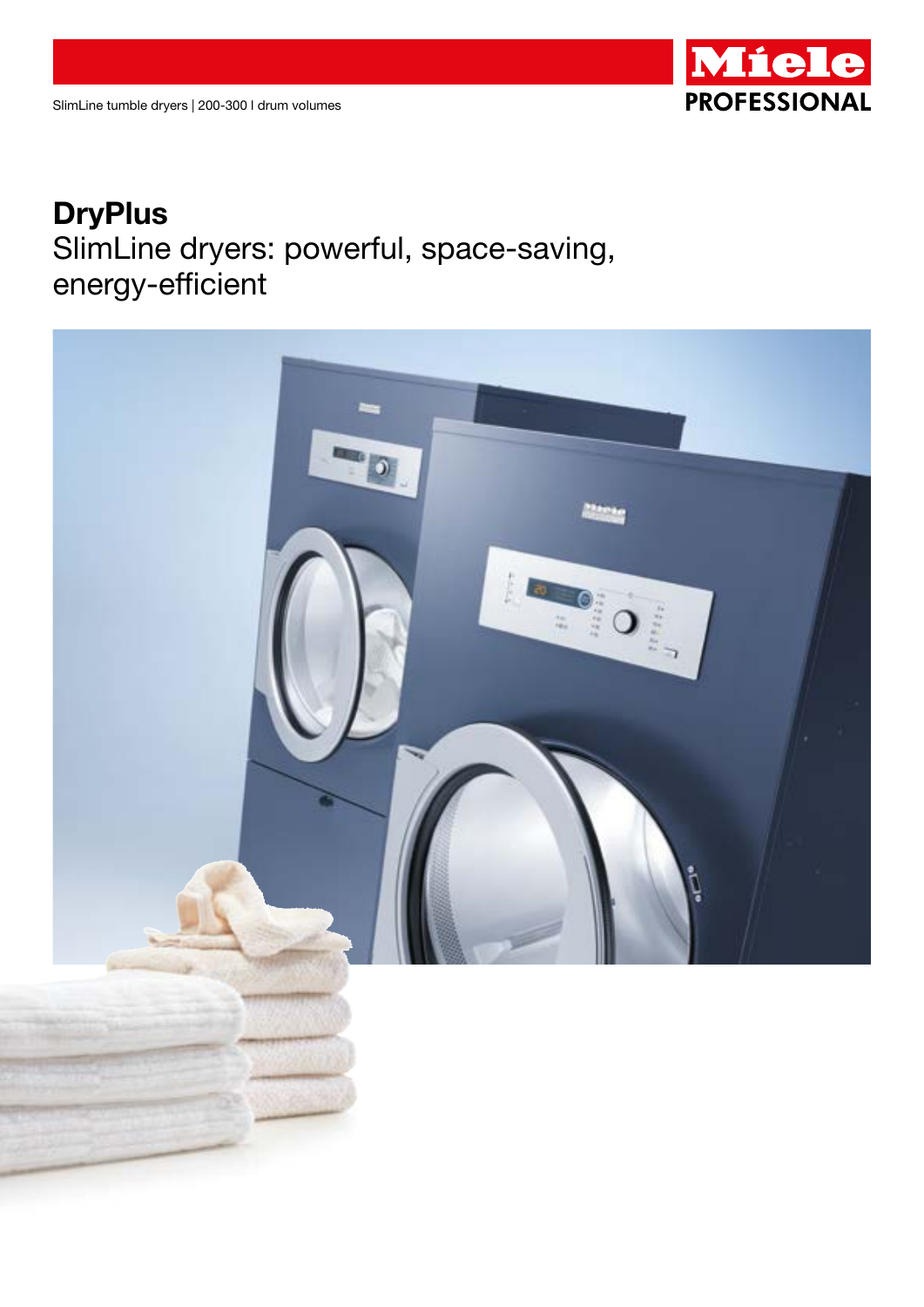SlimLine tumble dryers | 200-300 l drum volumes

# DryPlus

## SlimLine dryers: powerful, space-saving, energy-efficient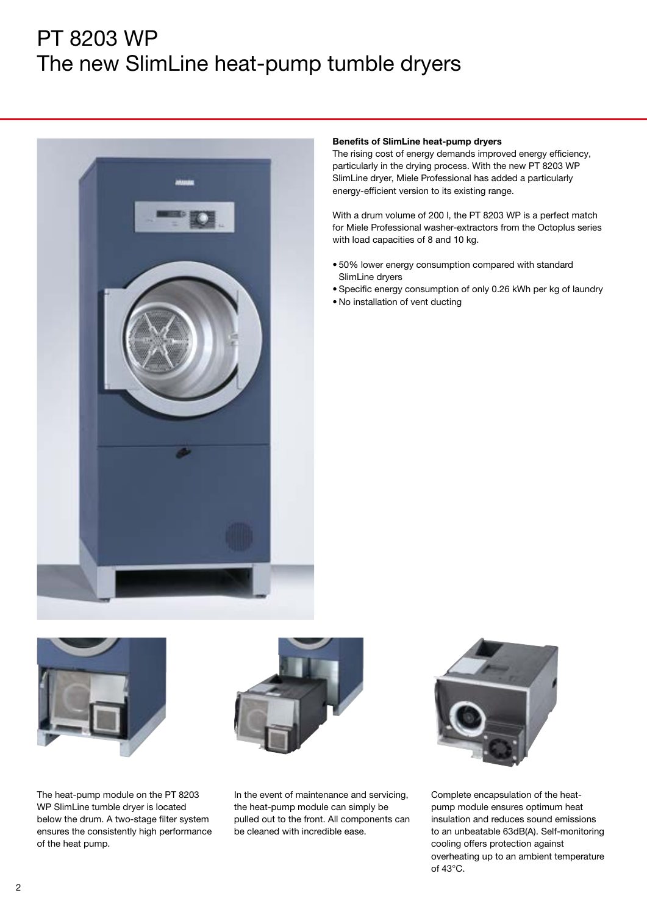# PT 8203 WP
The new SlimLine heat-pump tumble dryers

**Benefits of SlimLine heat-pump dryers**

The rising cost of energy demands improved energy efficiency, particularly in the drying process. With the new PT 8203 WP SlimLine dryer, Miele Professional has added a particularly energy-efficient version to its existing range.

With a drum volume of 200 l, the PT 8203 WP is a perfect match for Miele Professional washer-extractors from the Octoplus series with load capacities of 8 and 10 kg.

- 50% lower energy consumption compared with standard SlimLine dryers
- Specific energy consumption of only 0.26 kWh per kg of laundry
- No installation of vent ducting

The heat-pump module on the PT 8203 WP SlimLine tumble dryer is located below the drum. A two-stage filter system ensures the consistently high performance of the heat pump.

In the event of maintenance and servicing, the heat-pump module can simply be pulled out to the front. All components can be cleaned with incredible ease.

Complete encapsulation of the heat-pump module ensures optimum heat insulation and reduces sound emissions to an unbeatable 63dB(A). Self-monitoring cooling offers protection against overheating up to an ambient temperature of 43°C.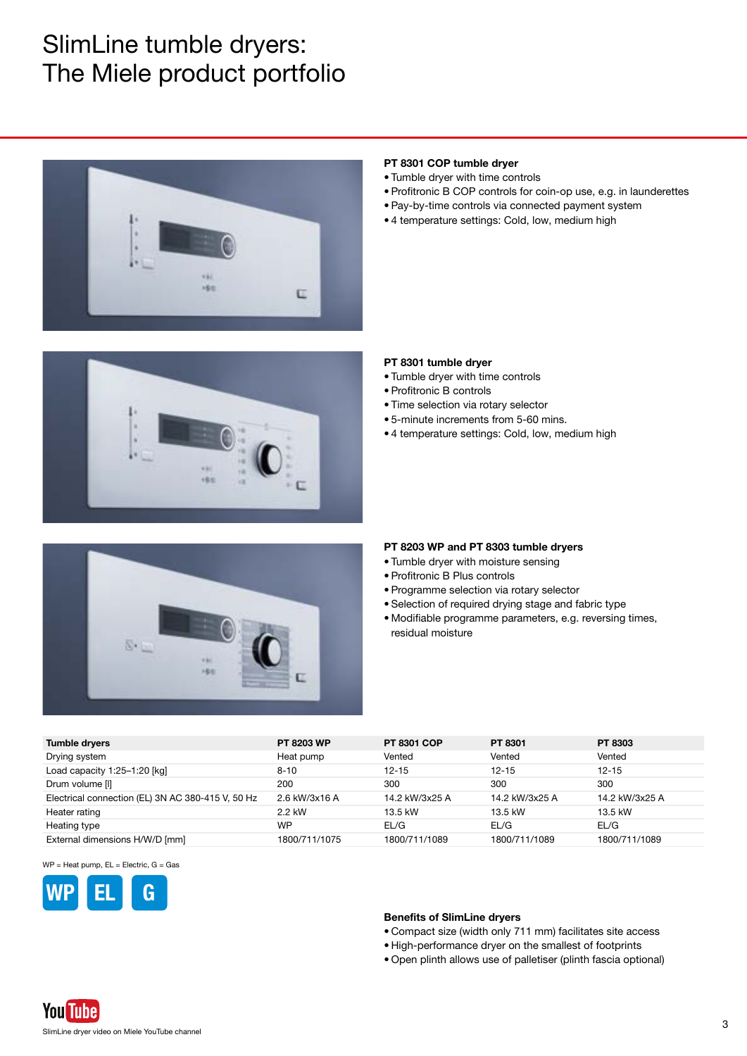# SlimLine tumble dryers: The Miele product portfolio

### PT 8301 COP tumble dryer

- Tumble dryer with time controls
- Profitronic B COP controls for coin-op use, e.g. in launderettes
- Pay-by-time controls via connected payment system
- 4 temperature settings: Cold, low, medium high

### PT 8301 tumble dryer

- Tumble dryer with time controls
- Profitronic B controls
- Time selection via rotary selector
- 5-minute increments from 5-60 mins.
- 4 temperature settings: Cold, low, medium high

### PT 8203 WP and PT 8303 tumble dryers

- Tumble dryer with moisture sensing
- Profitronic B Plus controls
- Programme selection via rotary selector
- Selection of required drying stage and fabric type
- Modifiable programme parameters, e.g. reversing times, residual moisture

| Tumble dryers | PT 8203 WP | PT 8301 COP | PT 8301 | PT 8303 |
|---|---|---|---|---|
| Drying system | Heat pump | Vented | Vented | Vented |
| Load capacity 1:25–1:20 [kg] | 8-10 | 12-15 | 12-15 | 12-15 |
| Drum volume [l] | 200 | 300 | 300 | 300 |
| Electrical connection (EL) 3N AC 380-415 V, 50 Hz | 2.6 kW/3x16 A | 14.2 kW/3x25 A | 14.2 kW/3x25 A | 14.2 kW/3x25 A |
| Heater rating | 2.2 kW | 13.5 kW | 13.5 kW | 13.5 kW |
| Heating type | WP | EL/G | EL/G | EL/G |
| External dimensions H/W/D [mm] | 1800/711/1075 | 1800/711/1089 | 1800/711/1089 | 1800/711/1089 |

WP = Heat pump, EL = Electric, G = Gas

WP EL G

### Benefits of SlimLine dryers

- Compact size (width only 711 mm) facilitates site access
- High-performance dryer on the smallest of footprints
- Open plinth allows use of palletiser (plinth fascia optional)

SlimLine dryer video on Miele YouTube channel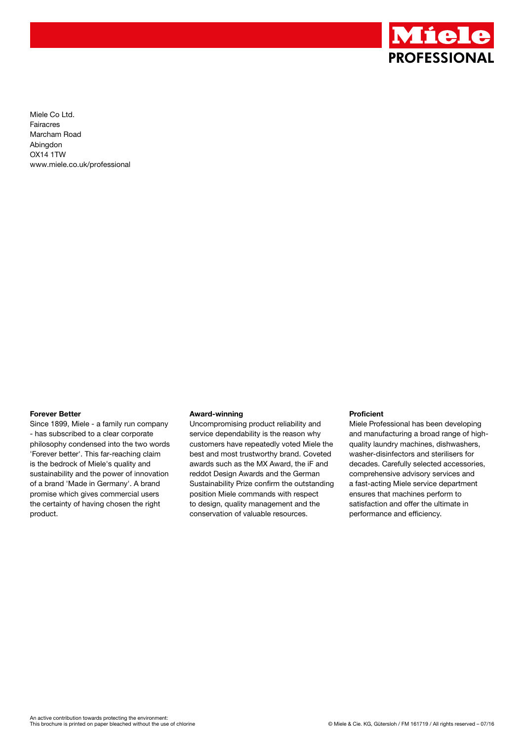Miele Co Ltd.
Fairacres
Marcham Road
Abingdon
OX14 1TW
www.miele.co.uk/professional

**Forever Better**
Since 1899, Miele - a family run company - has subscribed to a clear corporate philosophy condensed into the two words 'Forever better'. This far-reaching claim is the bedrock of Miele's quality and sustainability and the power of innovation of a brand 'Made in Germany'. A brand promise which gives commercial users the certainty of having chosen the right product.

**Award-winning**
Uncompromising product reliability and service dependability is the reason why customers have repeatedly voted Miele the best and most trustworthy brand. Coveted awards such as the MX Award, the iF and reddot Design Awards and the German Sustainability Prize confirm the outstanding position Miele commands with respect to design, quality management and the conservation of valuable resources.

**Proficient**
Miele Professional has been developing and manufacturing a broad range of high-quality laundry machines, dishwashers, washer-disinfectors and sterilisers for decades. Carefully selected accessories, comprehensive advisory services and a fast-acting Miele service department ensures that machines perform to satisfaction and offer the ultimate in performance and efficiency.

An active contribution towards protecting the environment:
This brochure is printed on paper bleached without the use of chlorine

© Miele & Cie. KG, Gütersloh / FM 161719 / All rights reserved – 07/16